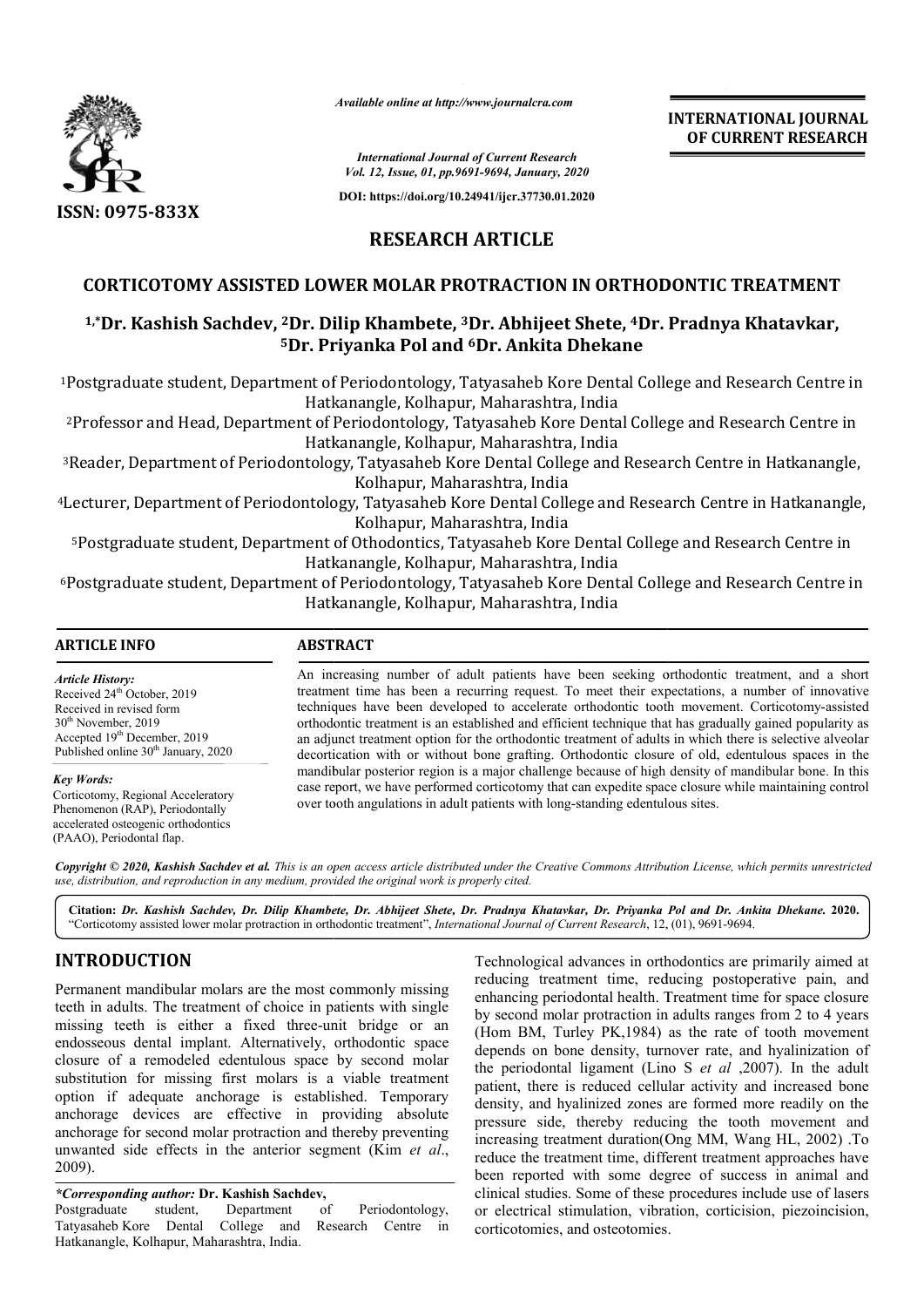*Available online at http://www.journalcra.com*

*International Journal of Current Research*
*Vol. 12, Issue, 01, pp.9691-9694, January, 2020*

**DOI: https://doi.org/10.24941/ijcr.37730.01.2020**

**INTERNATIONAL JOURNAL OF CURRENT RESEARCH**

**ISSN: 0975-833X**

## RESEARCH ARTICLE

# CORTICOTOMY ASSISTED LOWER MOLAR PROTRACTION IN ORTHODONTIC TREATMENT

### [1,*]Dr. Kashish Sachdev, [2]Dr. Dilip Khambete, [3]Dr. Abhijeet Shete, [4]Dr. Pradnya Khatavkar, [5]Dr. Priyanka Pol and [6]Dr. Ankita Dhekane

[1]Postgraduate student, Department of Periodontology, Tatyasaheb Kore Dental College and Research Centre in Hatkanangle, Kolhapur, Maharashtra, India

[2]Professor and Head, Department of Periodontology, Tatyasaheb Kore Dental College and Research Centre in Hatkanangle, Kolhapur, Maharashtra, India

[3]Reader, Department of Periodontology, Tatyasaheb Kore Dental College and Research Centre in Hatkanangle, Kolhapur, Maharashtra, India

[4]Lecturer, Department of Periodontology, Tatyasaheb Kore Dental College and Research Centre in Hatkanangle, Kolhapur, Maharashtra, India

[5]Postgraduate student, Department of Othodontics, Tatyasaheb Kore Dental College and Research Centre in Hatkanangle, Kolhapur, Maharashtra, India

[6]Postgraduate student, Department of Periodontology, Tatyasaheb Kore Dental College and Research Centre in Hatkanangle, Kolhapur, Maharashtra, India

**ARTICLE INFO**

*Article History:*
Received 24[th] October, 2019
Received in revised form
30[th] November, 2019
Accepted 19[th] December, 2019
Published online 30[th] January, 2020

*Key Words:*
Corticotomy, Regional Acceleratory Phenomenon (RAP), Periodontally accelerated osteogenic orthodontics (PAAO), Periodontal flap.

**ABSTRACT**

An increasing number of adult patients have been seeking orthodontic treatment, and a short treatment time has been a recurring request. To meet their expectations, a number of innovative techniques have been developed to accelerate orthodontic tooth movement. Corticotomy-assisted orthodontic treatment is an established and efficient technique that has gradually gained popularity as an adjunct treatment option for the orthodontic treatment of adults in which there is selective alveolar decortication with or without bone grafting. Orthodontic closure of old, edentulous spaces in the mandibular posterior region is a major challenge because of high density of mandibular bone. In this case report, we have performed corticotomy that can expedite space closure while maintaining control over tooth angulations in adult patients with long-standing edentulous sites.

***Copyright © 2020, Kashish Sachdev et al.*** *This is an open access article distributed under the Creative Commons Attribution License, which permits unrestricted use, distribution, and reproduction in any medium, provided the original work is properly cited.*

**Citation:** ***Dr. Kashish Sachdev, Dr. Dilip Khambete, Dr. Abhijeet Shete, Dr. Pradnya Khatavkar, Dr. Priyanka Pol and Dr. Ankita Dhekane.*** **2020.** "Corticotomy assisted lower molar protraction in orthodontic treatment", *International Journal of Current Research*, 12, (01), 9691-9694.

## INTRODUCTION

Permanent mandibular molars are the most commonly missing teeth in adults. The treatment of choice in patients with single missing teeth is either a fixed three-unit bridge or an endosseous dental implant. Alternatively, orthodontic space closure of a remodeled edentulous space by second molar substitution for missing first molars is a viable treatment option if adequate anchorage is established. Temporary anchorage devices are effective in providing absolute anchorage for second molar protraction and thereby preventing unwanted side effects in the anterior segment (Kim *et al*., 2009).

Technological advances in orthodontics are primarily aimed at reducing treatment time, reducing postoperative pain, and enhancing periodontal health. Treatment time for space closure by second molar protraction in adults ranges from 2 to 4 years (Hom BM, Turley PK,1984) as the rate of tooth movement depends on bone density, turnover rate, and hyalinization of the periodontal ligament (Lino S *et al* ,2007). In the adult patient, there is reduced cellular activity and increased bone density, and hyalinized zones are formed more readily on the pressure side, thereby reducing the tooth movement and increasing treatment duration(Ong MM, Wang HL, 2002) .To reduce the treatment time, different treatment approaches have been reported with some degree of success in animal and clinical studies. Some of these procedures include use of lasers or electrical stimulation, vibration, corticision, piezoincision, corticotomies, and osteotomies.

*\*Corresponding author:* **Dr. Kashish Sachdev,**
Postgraduate student, Department of Periodontology, Tatyasaheb Kore Dental College and Research Centre in Hatkanangle, Kolhapur, Maharashtra, India.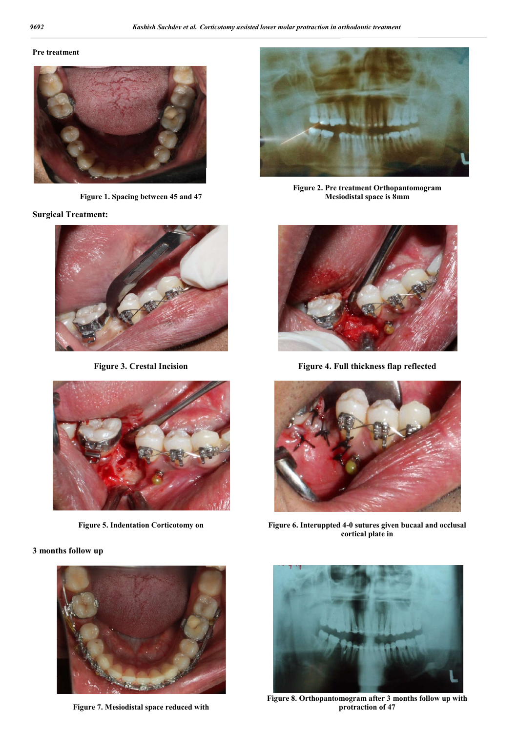Pre treatment

Figure 1. Spacing between 45 and 47

Figure 2. Pre treatment Orthopantomogram Mesiodistal space is 8mm

**Surgical Treatment:**

Figure 3. Crestal Incision

Figure 4. Full thickness flap reflected

Figure 5. Indentation Corticotomy on

Figure 6. Interuppted 4-0 sutures given bucaal and occlusal cortical plate in

**3 months follow up**

Figure 7. Mesiodistal space reduced with

Figure 8. Orthopantomogram after 3 months follow up with protraction of 47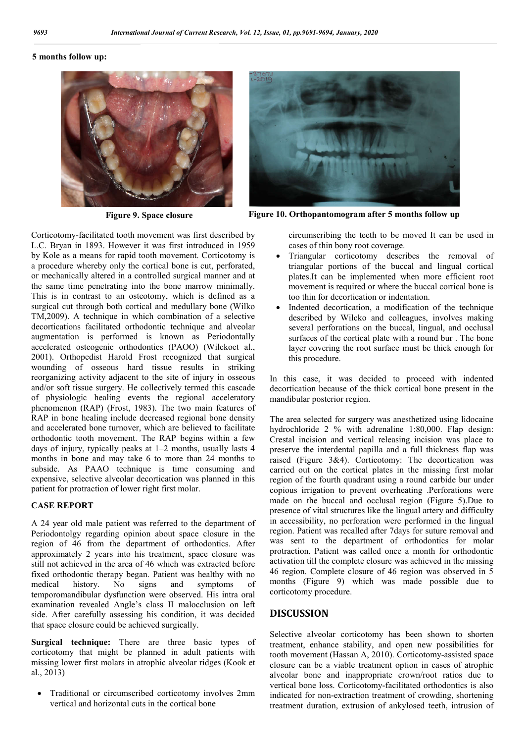**5 months follow up:**

**Figure 9. Space closure**

**Figure 10. Orthopantomogram after 5 months follow up**

Corticotomy-facilitated tooth movement was first described by L.C. Bryan in 1893. However it was first introduced in 1959 by Kole as a means for rapid tooth movement. Corticotomy is a procedure whereby only the cortical bone is cut, perforated, or mechanically altered in a controlled surgical manner and at the same time penetrating into the bone marrow minimally. This is in contrast to an osteotomy, which is defined as a surgical cut through both cortical and medullary bone (Wilko TM,2009). A technique in which combination of a selective decortications facilitated orthodontic technique and alveolar augmentation is performed is known as Periodontally accelerated osteogenic orthodontics (PAOO) (Wilckoet al., 2001). Orthopedist Harold Frost recognized that surgical wounding of osseous hard tissue results in striking reorganizing activity adjacent to the site of injury in osseous and/or soft tissue surgery. He collectively termed this cascade of physiologic healing events the regional acceleratory phenomenon (RAP) (Frost, 1983). The two main features of RAP in bone healing include decreased regional bone density and accelerated bone turnover, which are believed to facilitate orthodontic tooth movement. The RAP begins within a few days of injury, typically peaks at 1–2 months, usually lasts 4 months in bone and may take 6 to more than 24 months to subside. As PAOO technique is time consuming and expensive, selective alveolar decortication was planned in this patient for protraction of lower right first molar.

## CASE REPORT

A 24 year old male patient was referred to the department of Periodontolgy regarding opinion about space closure in the region of 46 from the department of orthodontics. After approximately 2 years into his treatment, space closure was still not achieved in the area of 46 which was extracted before fixed orthodontic therapy began. Patient was healthy with no medical history. No signs and symptoms of temporomandibular dysfunction were observed. His intra oral examination revealed Angle's class II malocclusion on left side. After carefully assessing his condition, it was decided that space closure could be achieved surgically.

**Surgical technique:** There are three basic types of corticotomy that might be planned in adult patients with missing lower first molars in atrophic alveolar ridges (Kook et al., 2013)

- Traditional or circumscribed corticotomy involves 2mm vertical and horizontal cuts in the cortical bone circumscribing the teeth to be moved It can be used in cases of thin bony root coverage.
- Triangular corticotomy describes the removal of triangular portions of the buccal and lingual cortical plates.It can be implemented when more efficient root movement is required or where the buccal cortical bone is too thin for decortication or indentation.
- Indented decortication, a modification of the technique described by Wilcko and colleagues, involves making several perforations on the buccal, lingual, and occlusal surfaces of the cortical plate with a round bur . The bone layer covering the root surface must be thick enough for this procedure.

In this case, it was decided to proceed with indented decortication because of the thick cortical bone present in the mandibular posterior region.

The area selected for surgery was anesthetized using lidocaine hydrochloride 2 % with adrenaline 1:80,000. Flap design: Crestal incision and vertical releasing incision was place to preserve the interdental papilla and a full thickness flap was raised (Figure 3&4). Corticotomy: The decortication was carried out on the cortical plates in the missing first molar region of the fourth quadrant using a round carbide bur under copious irrigation to prevent overheating .Perforations were made on the buccal and occlusal region (Figure 5).Due to presence of vital structures like the lingual artery and difficulty in accessibility, no perforation were performed in the lingual region. Patient was recalled after 7days for suture removal and was sent to the department of orthodontics for molar protraction. Patient was called once a month for orthodontic activation till the complete closure was achieved in the missing 46 region. Complete closure of 46 region was observed in 5 months (Figure 9) which was made possible due to corticotomy procedure.

## DISCUSSION

Selective alveolar corticotomy has been shown to shorten treatment, enhance stability, and open new possibilities for tooth movement (Hassan A, 2010). Corticotomy-assisted space closure can be a viable treatment option in cases of atrophic alveolar bone and inappropriate crown/root ratios due to vertical bone loss. Corticotomy-facilitated orthodontics is also indicated for non-extraction treatment of crowding, shortening treatment duration, extrusion of ankylosed teeth, intrusion of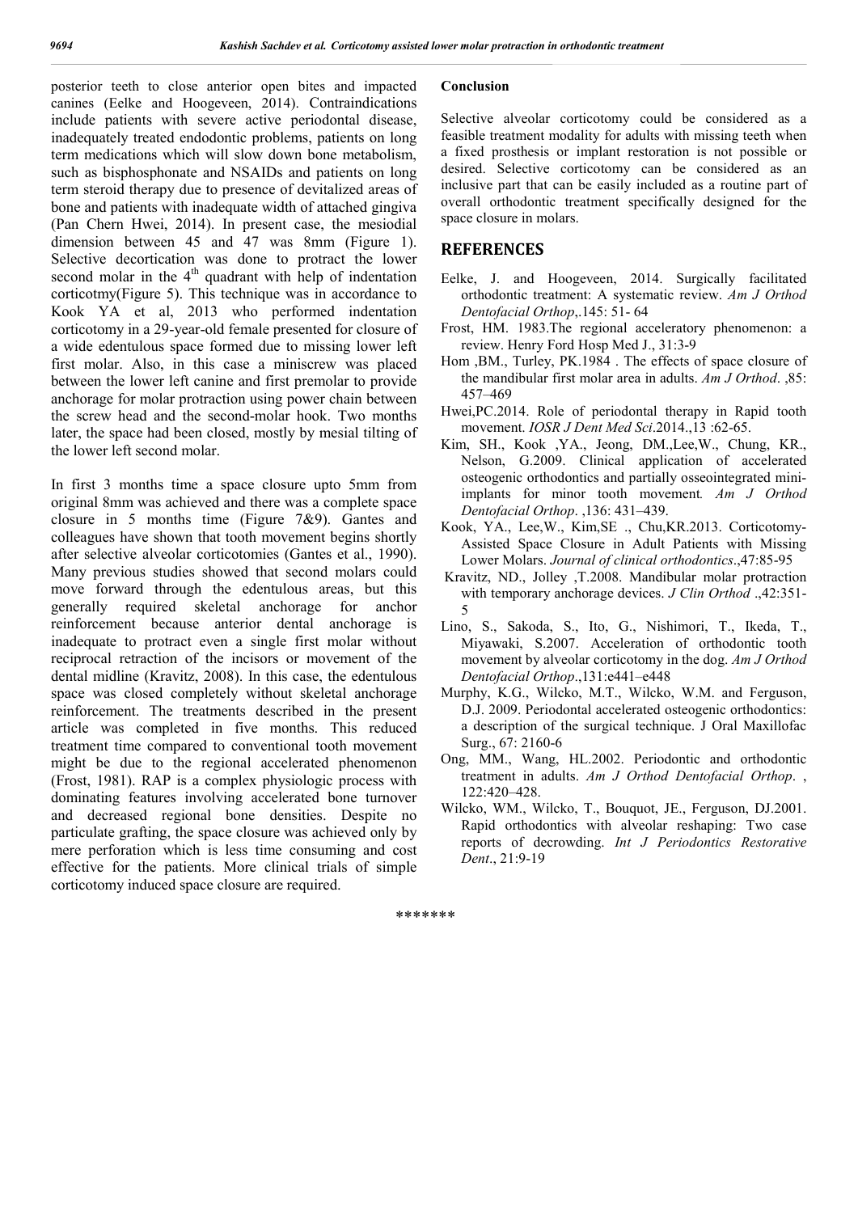posterior teeth to close anterior open bites and impacted canines (Eelke and Hoogeveen, 2014). Contraindications include patients with severe active periodontal disease, inadequately treated endodontic problems, patients on long term medications which will slow down bone metabolism, such as bisphosphonate and NSAIDs and patients on long term steroid therapy due to presence of devitalized areas of bone and patients with inadequate width of attached gingiva (Pan Chern Hwei, 2014). In present case, the mesiodial dimension between 45 and 47 was 8mm (Figure 1). Selective decortication was done to protract the lower second molar in the 4[th] quadrant with help of indentation corticotmy(Figure 5). This technique was in accordance to Kook YA et al, 2013 who performed indentation corticotomy in a 29-year-old female presented for closure of a wide edentulous space formed due to missing lower left first molar. Also, in this case a miniscrew was placed between the lower left canine and first premolar to provide anchorage for molar protraction using power chain between the screw head and the second-molar hook. Two months later, the space had been closed, mostly by mesial tilting of the lower left second molar.

In first 3 months time a space closure upto 5mm from original 8mm was achieved and there was a complete space closure in 5 months time (Figure 7&9). Gantes and colleagues have shown that tooth movement begins shortly after selective alveolar corticotomies (Gantes et al., 1990). Many previous studies showed that second molars could move forward through the edentulous areas, but this generally required skeletal anchorage for anchor reinforcement because anterior dental anchorage is inadequate to protract even a single first molar without reciprocal retraction of the incisors or movement of the dental midline (Kravitz, 2008). In this case, the edentulous space was closed completely without skeletal anchorage reinforcement. The treatments described in the present article was completed in five months. This reduced treatment time compared to conventional tooth movement might be due to the regional accelerated phenomenon (Frost, 1981). RAP is a complex physiologic process with dominating features involving accelerated bone turnover and decreased regional bone densities. Despite no particulate grafting, the space closure was achieved only by mere perforation which is less time consuming and cost effective for the patients. More clinical trials of simple corticotomy induced space closure are required.

**Conclusion**

Selective alveolar corticotomy could be considered as a feasible treatment modality for adults with missing teeth when a fixed prosthesis or implant restoration is not possible or desired. Selective corticotomy can be considered as an inclusive part that can be easily included as a routine part of overall orthodontic treatment specifically designed for the space closure in molars.

## REFERENCES

Eelke, J. and Hoogeveen, 2014. Surgically facilitated orthodontic treatment: A systematic review. *Am J Orthod Dentofacial Orthop*,.145: 51- 64

Frost, HM. 1983.The regional acceleratory phenomenon: a review. Henry Ford Hosp Med J., 31:3-9

Hom ,BM., Turley, PK.1984 . The effects of space closure of the mandibular first molar area in adults. *Am J Orthod*. ,85: 457–469

Hwei,PC.2014. Role of periodontal therapy in Rapid tooth movement. *IOSR J Dent Med Sci*.2014.,13 :62-65.

Kim, SH., Kook ,YA., Jeong, DM.,Lee,W., Chung, KR., Nelson, G.2009. Clinical application of accelerated osteogenic orthodontics and partially osseointegrated mini-implants for minor tooth movement*. Am J Orthod Dentofacial Orthop*. ,136: 431–439.

Kook, YA., Lee,W., Kim,SE ., Chu,KR.2013. Corticotomy-Assisted Space Closure in Adult Patients with Missing Lower Molars. *Journal of clinical orthodontics*.,47:85-95

Kravitz, ND., Jolley ,T.2008. Mandibular molar protraction with temporary anchorage devices. *J Clin Orthod* .,42:351-5

Lino, S., Sakoda, S., Ito, G., Nishimori, T., Ikeda, T., Miyawaki, S.2007. Acceleration of orthodontic tooth movement by alveolar corticotomy in the dog. *Am J Orthod Dentofacial Orthop*.,131:e441–e448

Murphy, K.G., Wilcko, M.T., Wilcko, W.M. and Ferguson, D.J. 2009. Periodontal accelerated osteogenic orthodontics: a description of the surgical technique. J Oral Maxillofac Surg., 67: 2160-6

Ong, MM., Wang, HL.2002. Periodontic and orthodontic treatment in adults. *Am J Orthod Dentofacial Orthop*. , 122:420–428.

Wilcko, WM., Wilcko, T., Bouquot, JE., Ferguson, DJ.2001. Rapid orthodontics with alveolar reshaping: Two case reports of decrowding. *Int J Periodontics Restorative Dent*., 21:9-19

*******